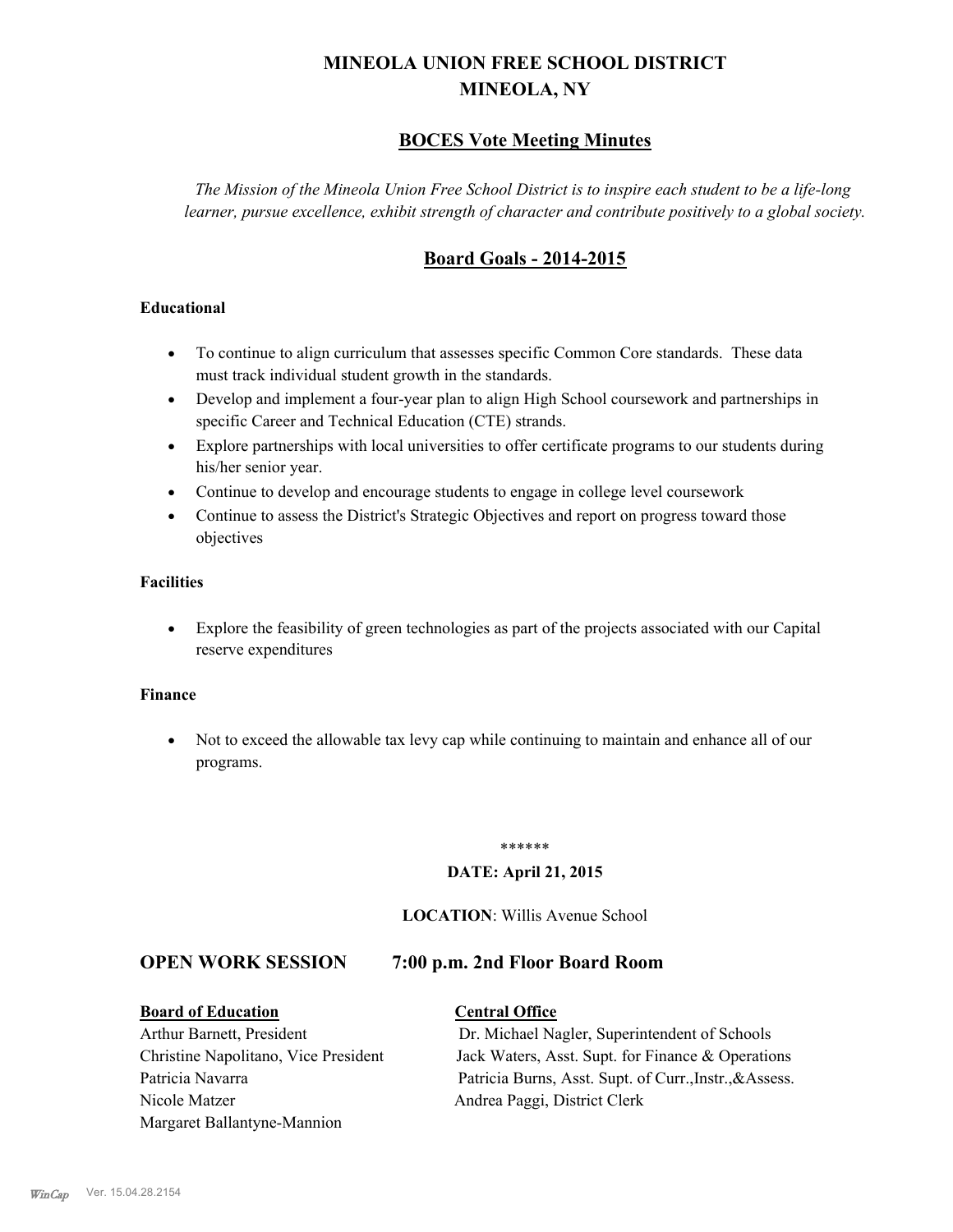# MINEOLA UNION FREE SCHOOL DISTRICT
# MINEOLA, NY

## BOCES Vote Meeting Minutes

*The Mission of the Mineola Union Free School District is to inspire each student to be a life-long learner, pursue excellence, exhibit strength of character and contribute positively to a global society.*

## Board Goals - 2014-2015

### Educational

- To continue to align curriculum that assesses specific Common Core standards. These data must track individual student growth in the standards.
- Develop and implement a four-year plan to align High School coursework and partnerships in specific Career and Technical Education (CTE) strands.
- Explore partnerships with local universities to offer certificate programs to our students during his/her senior year.
- Continue to develop and encourage students to engage in college level coursework
- Continue to assess the District's Strategic Objectives and report on progress toward those objectives

### Facilities

- Explore the feasibility of green technologies as part of the projects associated with our Capital reserve expenditures

### Finance

- Not to exceed the allowable tax levy cap while continuing to maintain and enhance all of our programs.

******

**DATE: April 21, 2015**

**LOCATION**: Willis Avenue School

## OPEN WORK SESSION 7:00 p.m. 2nd Floor Board Room

**Board of Education**

Arthur Barnett, President
Christine Napolitano, Vice President
Patricia Navarra
Nicole Matzer
Margaret Ballantyne-Mannion

**Central Office**

Dr. Michael Nagler, Superintendent of Schools
Jack Waters, Asst. Supt. for Finance & Operations
Patricia Burns, Asst. Supt. of Curr.,Instr.,&Assess.
Andrea Paggi, District Clerk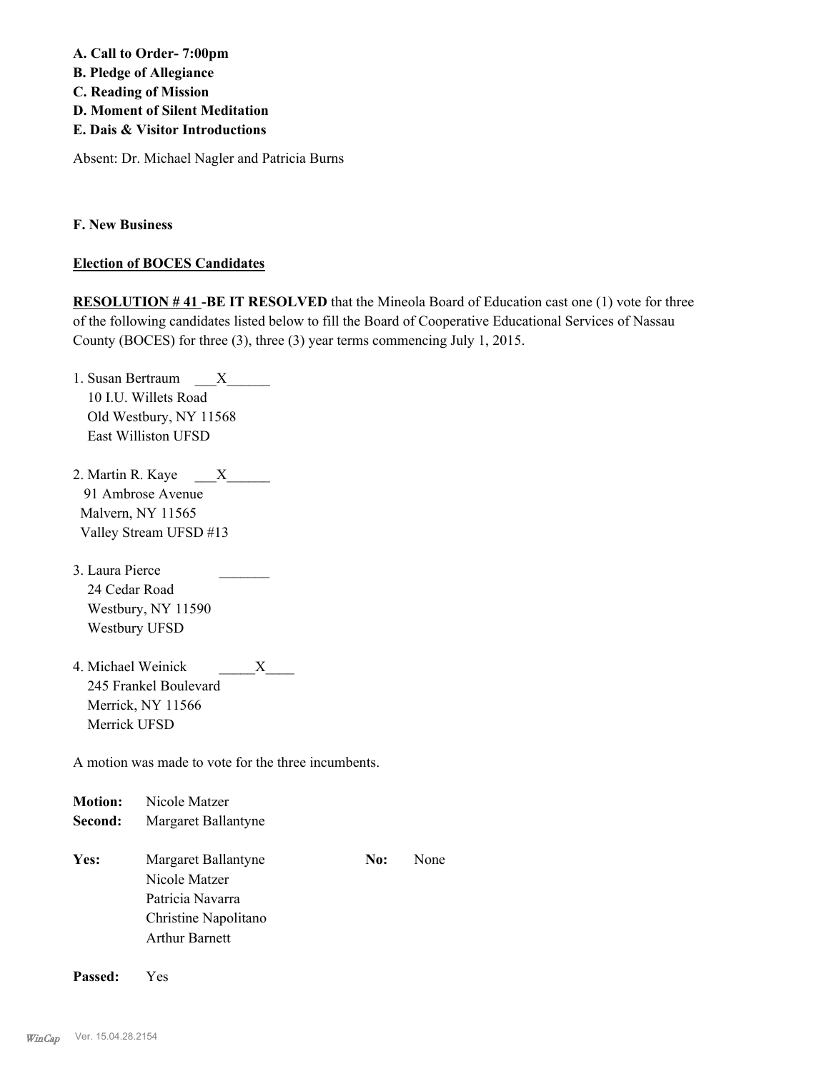**A. Call to Order- 7:00pm**
**B. Pledge of Allegiance**
**C. Reading of Mission**
**D. Moment of Silent Meditation**
**E. Dais & Visitor Introductions**

Absent: Dr. Michael Nagler and Patricia Burns

**F. New Business**

**Election of BOCES Candidates**

**RESOLUTION # 41 -BE IT RESOLVED** that the Mineola Board of Education cast one (1) vote for three of the following candidates listed below to fill the Board of Cooperative Educational Services of Nassau County (BOCES) for three (3), three (3) year terms commencing July 1, 2015.

1. Susan Bertraum ___X______
   10 I.U. Willets Road
   Old Westbury, NY 11568
   East Williston UFSD

2. Martin R. Kaye ___X______
   91 Ambrose Avenue
   Malvern, NY 11565
   Valley Stream UFSD #13

3. Laura Pierce _______
   24 Cedar Road
   Westbury, NY 11590
   Westbury UFSD

4. Michael Weinick _____X____
   245 Frankel Boulevard
   Merrick, NY 11566
   Merrick UFSD

A motion was made to vote for the three incumbents.

**Motion:** Nicole Matzer
**Second:** Margaret Ballantyne

**Yes:** Margaret Ballantyne, Nicole Matzer, Patricia Navarra, Christine Napolitano, Arthur Barnett
**No:** None

**Passed:** Yes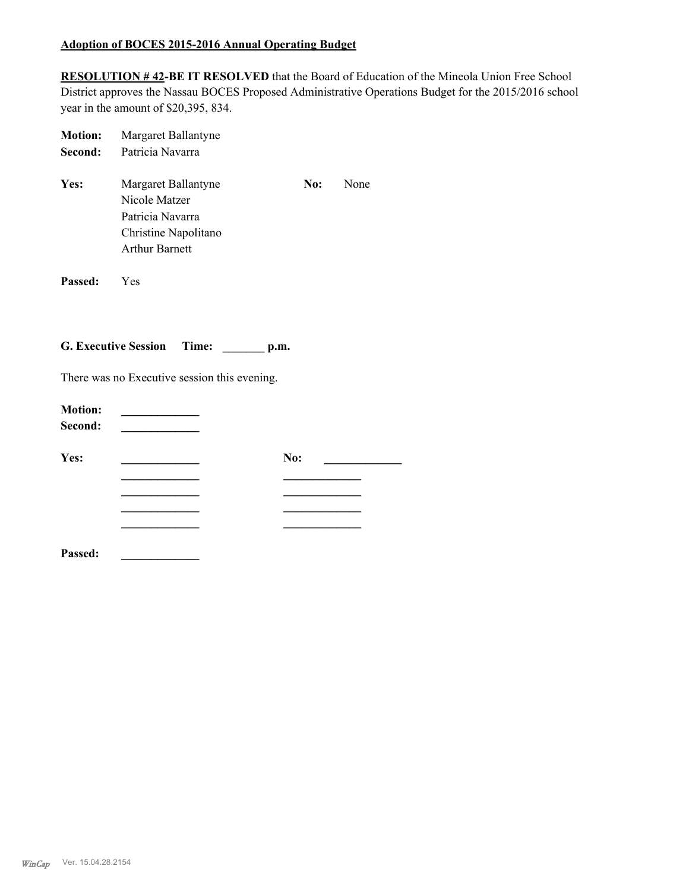**Adoption of BOCES 2015-2016 Annual Operating Budget**

**RESOLUTION # 42-BE IT RESOLVED** that the Board of Education of the Mineola Union Free School District approves the Nassau BOCES Proposed Administrative Operations Budget for the 2015/2016 school year in the amount of $20,395, 834.

**Motion:** Margaret Ballantyne
**Second:** Patricia Navarra

**Yes:** Margaret Ballantyne
Nicole Matzer
Patricia Navarra
Christine Napolitano
Arthur Barnett

**No:** None

**Passed:** Yes

**G. Executive Session Time: _______ p.m.**

There was no Executive session this evening.

**Motion:** _____________
**Second:** _____________

**Yes:** _____________
_____________
_____________
_____________
_____________

**No:** _____________
_____________
_____________
_____________
_____________

**Passed:** _____________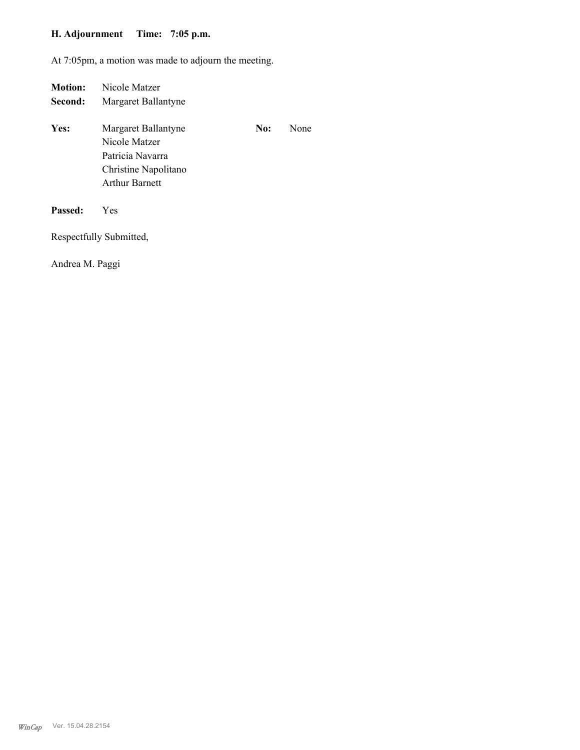**H. Adjournment Time: 7:05 p.m.**

At 7:05pm, a motion was made to adjourn the meeting.

**Motion:** Nicole Matzer
**Second:** Margaret Ballantyne

| | | | |
|---|---|---|---|
| **Yes:** | Margaret Ballantyne<br>Nicole Matzer<br>Patricia Navarra<br>Christine Napolitano<br>Arthur Barnett | **No:** | None |

**Passed:** Yes

Respectfully Submitted,

Andrea M. Paggi